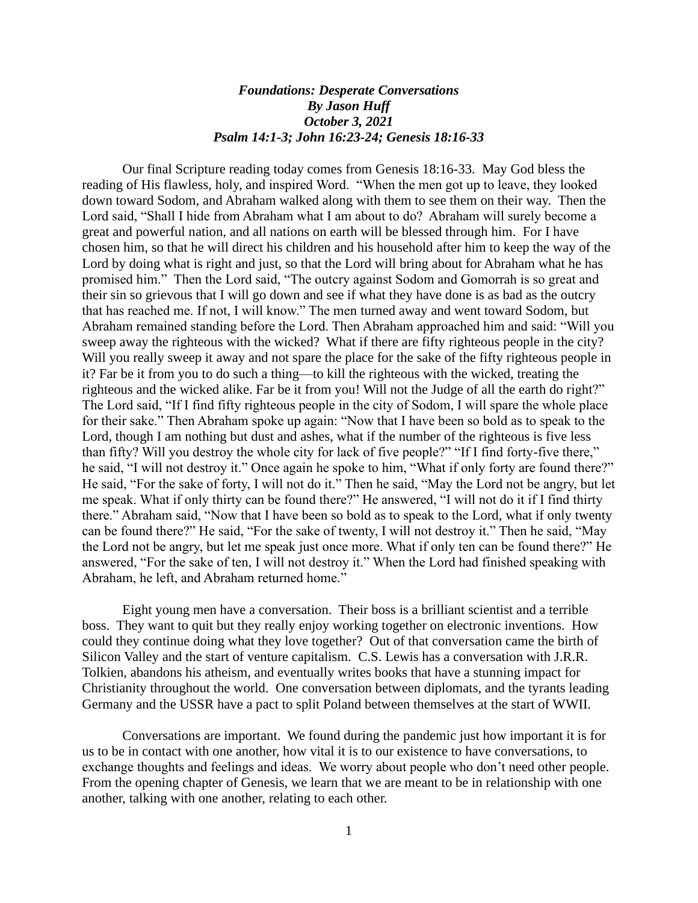***Foundations: Desperate Conversations***
***By Jason Huff***
***October 3, 2021***
***Psalm 14:1-3; John 16:23-24; Genesis 18:16-33***

Our final Scripture reading today comes from Genesis 18:16-33. May God bless the reading of His flawless, holy, and inspired Word. "When the men got up to leave, they looked down toward Sodom, and Abraham walked along with them to see them on their way. Then the Lord said, "Shall I hide from Abraham what I am about to do? Abraham will surely become a great and powerful nation, and all nations on earth will be blessed through him. For I have chosen him, so that he will direct his children and his household after him to keep the way of the Lord by doing what is right and just, so that the Lord will bring about for Abraham what he has promised him." Then the Lord said, "The outcry against Sodom and Gomorrah is so great and their sin so grievous that I will go down and see if what they have done is as bad as the outcry that has reached me. If not, I will know." The men turned away and went toward Sodom, but Abraham remained standing before the Lord. Then Abraham approached him and said: "Will you sweep away the righteous with the wicked? What if there are fifty righteous people in the city? Will you really sweep it away and not spare the place for the sake of the fifty righteous people in it? Far be it from you to do such a thing—to kill the righteous with the wicked, treating the righteous and the wicked alike. Far be it from you! Will not the Judge of all the earth do right?" The Lord said, "If I find fifty righteous people in the city of Sodom, I will spare the whole place for their sake." Then Abraham spoke up again: "Now that I have been so bold as to speak to the Lord, though I am nothing but dust and ashes, what if the number of the righteous is five less than fifty? Will you destroy the whole city for lack of five people?" "If I find forty-five there," he said, "I will not destroy it." Once again he spoke to him, "What if only forty are found there?" He said, "For the sake of forty, I will not do it." Then he said, "May the Lord not be angry, but let me speak. What if only thirty can be found there?" He answered, "I will not do it if I find thirty there." Abraham said, "Now that I have been so bold as to speak to the Lord, what if only twenty can be found there?" He said, "For the sake of twenty, I will not destroy it." Then he said, "May the Lord not be angry, but let me speak just once more. What if only ten can be found there?" He answered, "For the sake of ten, I will not destroy it." When the Lord had finished speaking with Abraham, he left, and Abraham returned home."

Eight young men have a conversation. Their boss is a brilliant scientist and a terrible boss. They want to quit but they really enjoy working together on electronic inventions. How could they continue doing what they love together? Out of that conversation came the birth of Silicon Valley and the start of venture capitalism. C.S. Lewis has a conversation with J.R.R. Tolkien, abandons his atheism, and eventually writes books that have a stunning impact for Christianity throughout the world. One conversation between diplomats, and the tyrants leading Germany and the USSR have a pact to split Poland between themselves at the start of WWII.

Conversations are important. We found during the pandemic just how important it is for us to be in contact with one another, how vital it is to our existence to have conversations, to exchange thoughts and feelings and ideas. We worry about people who don't need other people. From the opening chapter of Genesis, we learn that we are meant to be in relationship with one another, talking with one another, relating to each other.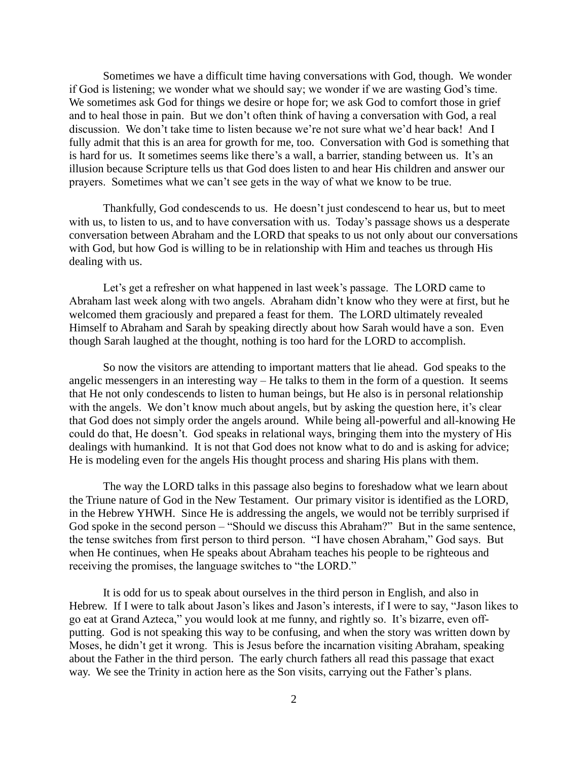Sometimes we have a difficult time having conversations with God, though. We wonder if God is listening; we wonder what we should say; we wonder if we are wasting God's time. We sometimes ask God for things we desire or hope for; we ask God to comfort those in grief and to heal those in pain. But we don't often think of having a conversation with God, a real discussion. We don't take time to listen because we're not sure what we'd hear back! And I fully admit that this is an area for growth for me, too. Conversation with God is something that is hard for us. It sometimes seems like there's a wall, a barrier, standing between us. It's an illusion because Scripture tells us that God does listen to and hear His children and answer our prayers. Sometimes what we can't see gets in the way of what we know to be true.

Thankfully, God condescends to us. He doesn't just condescend to hear us, but to meet with us, to listen to us, and to have conversation with us. Today's passage shows us a desperate conversation between Abraham and the LORD that speaks to us not only about our conversations with God, but how God is willing to be in relationship with Him and teaches us through His dealing with us.

Let's get a refresher on what happened in last week's passage. The LORD came to Abraham last week along with two angels. Abraham didn't know who they were at first, but he welcomed them graciously and prepared a feast for them. The LORD ultimately revealed Himself to Abraham and Sarah by speaking directly about how Sarah would have a son. Even though Sarah laughed at the thought, nothing is too hard for the LORD to accomplish.

So now the visitors are attending to important matters that lie ahead. God speaks to the angelic messengers in an interesting way – He talks to them in the form of a question. It seems that He not only condescends to listen to human beings, but He also is in personal relationship with the angels. We don't know much about angels, but by asking the question here, it's clear that God does not simply order the angels around. While being all-powerful and all-knowing He could do that, He doesn't. God speaks in relational ways, bringing them into the mystery of His dealings with humankind. It is not that God does not know what to do and is asking for advice; He is modeling even for the angels His thought process and sharing His plans with them.

The way the LORD talks in this passage also begins to foreshadow what we learn about the Triune nature of God in the New Testament. Our primary visitor is identified as the LORD, in the Hebrew YHWH. Since He is addressing the angels, we would not be terribly surprised if God spoke in the second person – "Should we discuss this Abraham?" But in the same sentence, the tense switches from first person to third person. "I have chosen Abraham," God says. But when He continues, when He speaks about Abraham teaches his people to be righteous and receiving the promises, the language switches to "the LORD."

It is odd for us to speak about ourselves in the third person in English, and also in Hebrew. If I were to talk about Jason's likes and Jason's interests, if I were to say, "Jason likes to go eat at Grand Azteca," you would look at me funny, and rightly so. It's bizarre, even off-putting. God is not speaking this way to be confusing, and when the story was written down by Moses, he didn't get it wrong. This is Jesus before the incarnation visiting Abraham, speaking about the Father in the third person. The early church fathers all read this passage that exact way. We see the Trinity in action here as the Son visits, carrying out the Father's plans.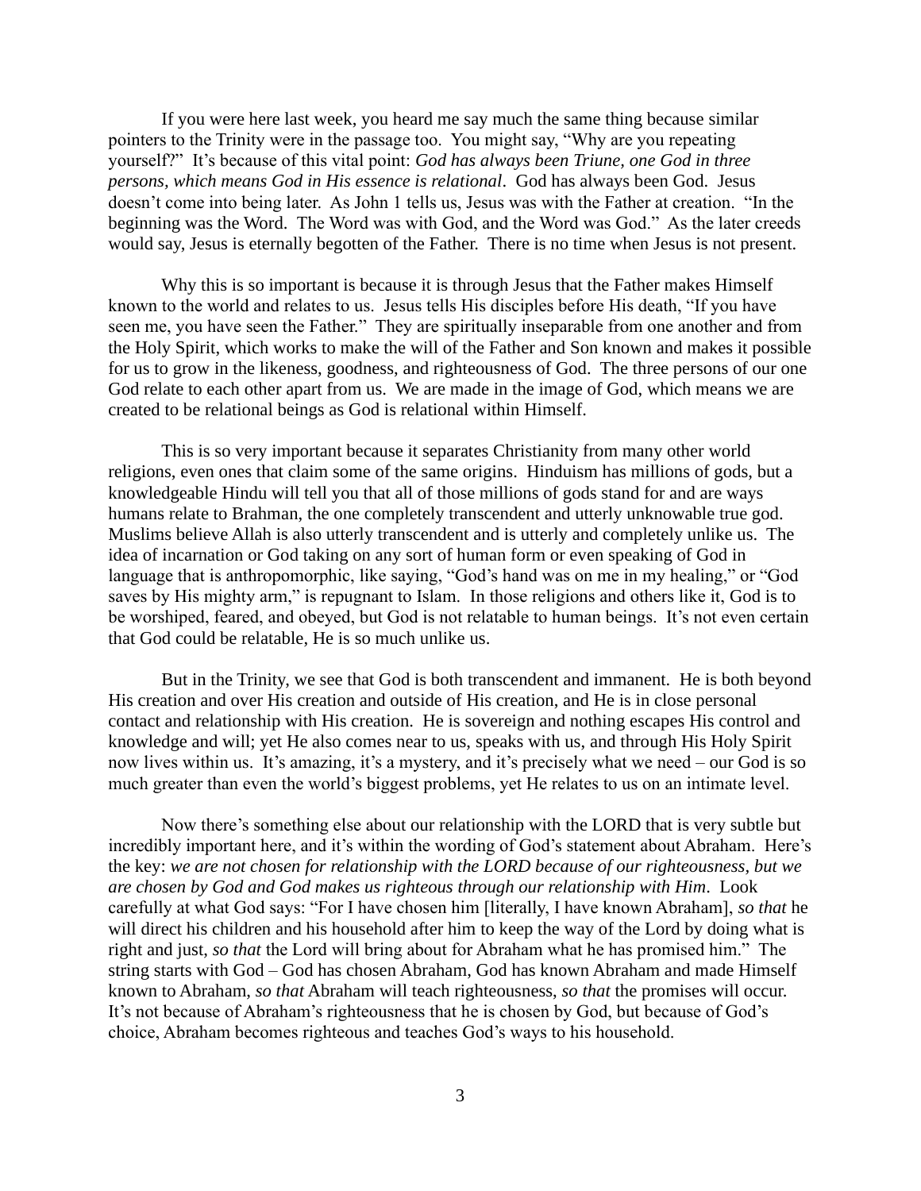If you were here last week, you heard me say much the same thing because similar pointers to the Trinity were in the passage too. You might say, "Why are you repeating yourself?" It's because of this vital point: *God has always been Triune, one God in three persons, which means God in His essence is relational*. God has always been God. Jesus doesn't come into being later. As John 1 tells us, Jesus was with the Father at creation. "In the beginning was the Word. The Word was with God, and the Word was God." As the later creeds would say, Jesus is eternally begotten of the Father. There is no time when Jesus is not present.

Why this is so important is because it is through Jesus that the Father makes Himself known to the world and relates to us. Jesus tells His disciples before His death, "If you have seen me, you have seen the Father." They are spiritually inseparable from one another and from the Holy Spirit, which works to make the will of the Father and Son known and makes it possible for us to grow in the likeness, goodness, and righteousness of God. The three persons of our one God relate to each other apart from us. We are made in the image of God, which means we are created to be relational beings as God is relational within Himself.

This is so very important because it separates Christianity from many other world religions, even ones that claim some of the same origins. Hinduism has millions of gods, but a knowledgeable Hindu will tell you that all of those millions of gods stand for and are ways humans relate to Brahman, the one completely transcendent and utterly unknowable true god. Muslims believe Allah is also utterly transcendent and is utterly and completely unlike us. The idea of incarnation or God taking on any sort of human form or even speaking of God in language that is anthropomorphic, like saying, "God's hand was on me in my healing," or "God saves by His mighty arm," is repugnant to Islam. In those religions and others like it, God is to be worshiped, feared, and obeyed, but God is not relatable to human beings. It's not even certain that God could be relatable, He is so much unlike us.

But in the Trinity, we see that God is both transcendent and immanent. He is both beyond His creation and over His creation and outside of His creation, and He is in close personal contact and relationship with His creation. He is sovereign and nothing escapes His control and knowledge and will; yet He also comes near to us, speaks with us, and through His Holy Spirit now lives within us. It's amazing, it's a mystery, and it's precisely what we need – our God is so much greater than even the world's biggest problems, yet He relates to us on an intimate level.

Now there's something else about our relationship with the LORD that is very subtle but incredibly important here, and it's within the wording of God's statement about Abraham. Here's the key: *we are not chosen for relationship with the LORD because of our righteousness, but we are chosen by God and God makes us righteous through our relationship with Him*. Look carefully at what God says: "For I have chosen him [literally, I have known Abraham], *so that* he will direct his children and his household after him to keep the way of the Lord by doing what is right and just, *so that* the Lord will bring about for Abraham what he has promised him." The string starts with God – God has chosen Abraham, God has known Abraham and made Himself known to Abraham, *so that* Abraham will teach righteousness, *so that* the promises will occur. It's not because of Abraham's righteousness that he is chosen by God, but because of God's choice, Abraham becomes righteous and teaches God's ways to his household.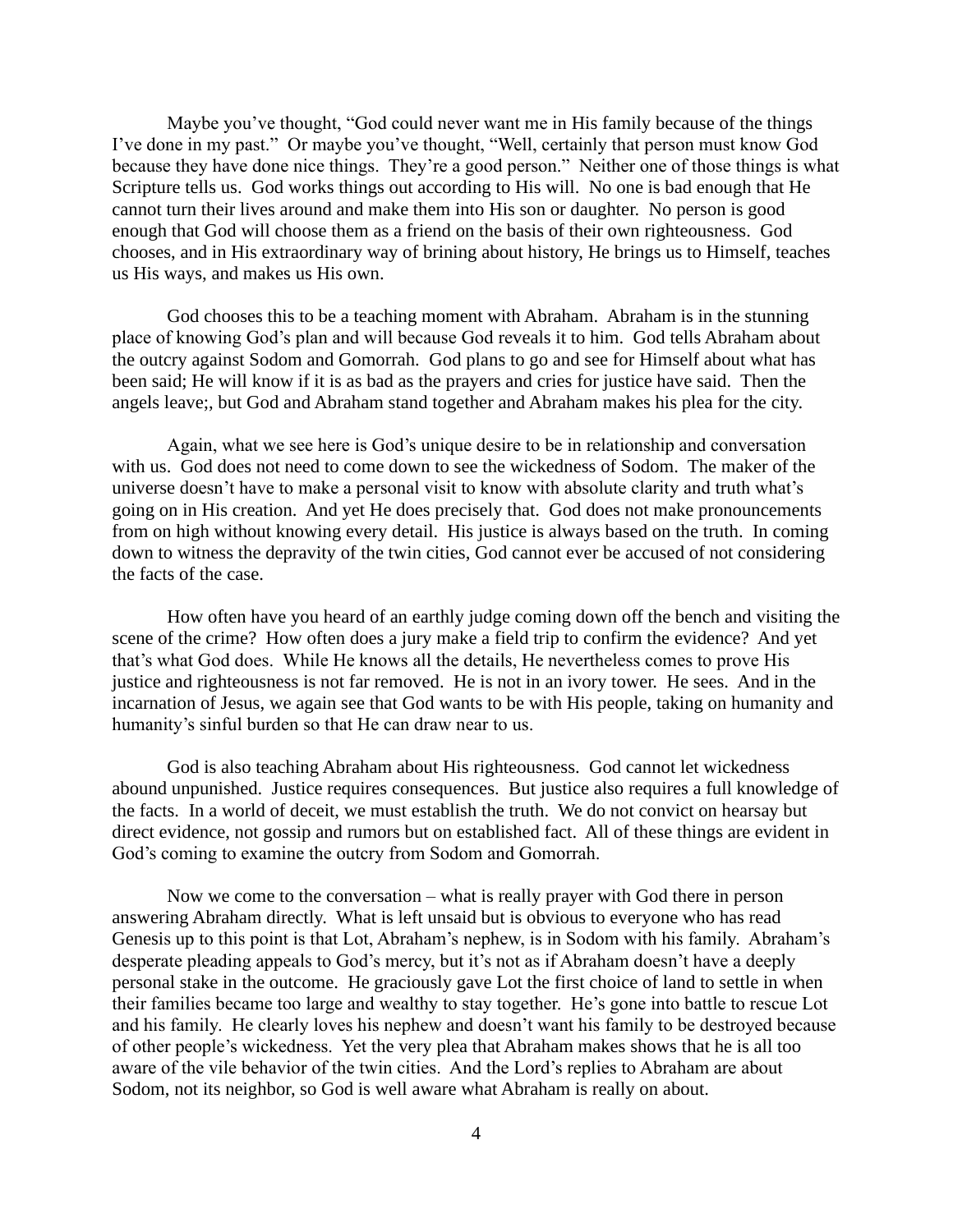Maybe you've thought, "God could never want me in His family because of the things I've done in my past." Or maybe you've thought, "Well, certainly that person must know God because they have done nice things. They're a good person." Neither one of those things is what Scripture tells us. God works things out according to His will. No one is bad enough that He cannot turn their lives around and make them into His son or daughter. No person is good enough that God will choose them as a friend on the basis of their own righteousness. God chooses, and in His extraordinary way of brining about history, He brings us to Himself, teaches us His ways, and makes us His own.

God chooses this to be a teaching moment with Abraham. Abraham is in the stunning place of knowing God's plan and will because God reveals it to him. God tells Abraham about the outcry against Sodom and Gomorrah. God plans to go and see for Himself about what has been said; He will know if it is as bad as the prayers and cries for justice have said. Then the angels leave;, but God and Abraham stand together and Abraham makes his plea for the city.

Again, what we see here is God's unique desire to be in relationship and conversation with us. God does not need to come down to see the wickedness of Sodom. The maker of the universe doesn't have to make a personal visit to know with absolute clarity and truth what's going on in His creation. And yet He does precisely that. God does not make pronouncements from on high without knowing every detail. His justice is always based on the truth. In coming down to witness the depravity of the twin cities, God cannot ever be accused of not considering the facts of the case.

How often have you heard of an earthly judge coming down off the bench and visiting the scene of the crime? How often does a jury make a field trip to confirm the evidence? And yet that's what God does. While He knows all the details, He nevertheless comes to prove His justice and righteousness is not far removed. He is not in an ivory tower. He sees. And in the incarnation of Jesus, we again see that God wants to be with His people, taking on humanity and humanity's sinful burden so that He can draw near to us.

God is also teaching Abraham about His righteousness. God cannot let wickedness abound unpunished. Justice requires consequences. But justice also requires a full knowledge of the facts. In a world of deceit, we must establish the truth. We do not convict on hearsay but direct evidence, not gossip and rumors but on established fact. All of these things are evident in God's coming to examine the outcry from Sodom and Gomorrah.

Now we come to the conversation – what is really prayer with God there in person answering Abraham directly. What is left unsaid but is obvious to everyone who has read Genesis up to this point is that Lot, Abraham's nephew, is in Sodom with his family. Abraham's desperate pleading appeals to God's mercy, but it's not as if Abraham doesn't have a deeply personal stake in the outcome. He graciously gave Lot the first choice of land to settle in when their families became too large and wealthy to stay together. He's gone into battle to rescue Lot and his family. He clearly loves his nephew and doesn't want his family to be destroyed because of other people's wickedness. Yet the very plea that Abraham makes shows that he is all too aware of the vile behavior of the twin cities. And the Lord's replies to Abraham are about Sodom, not its neighbor, so God is well aware what Abraham is really on about.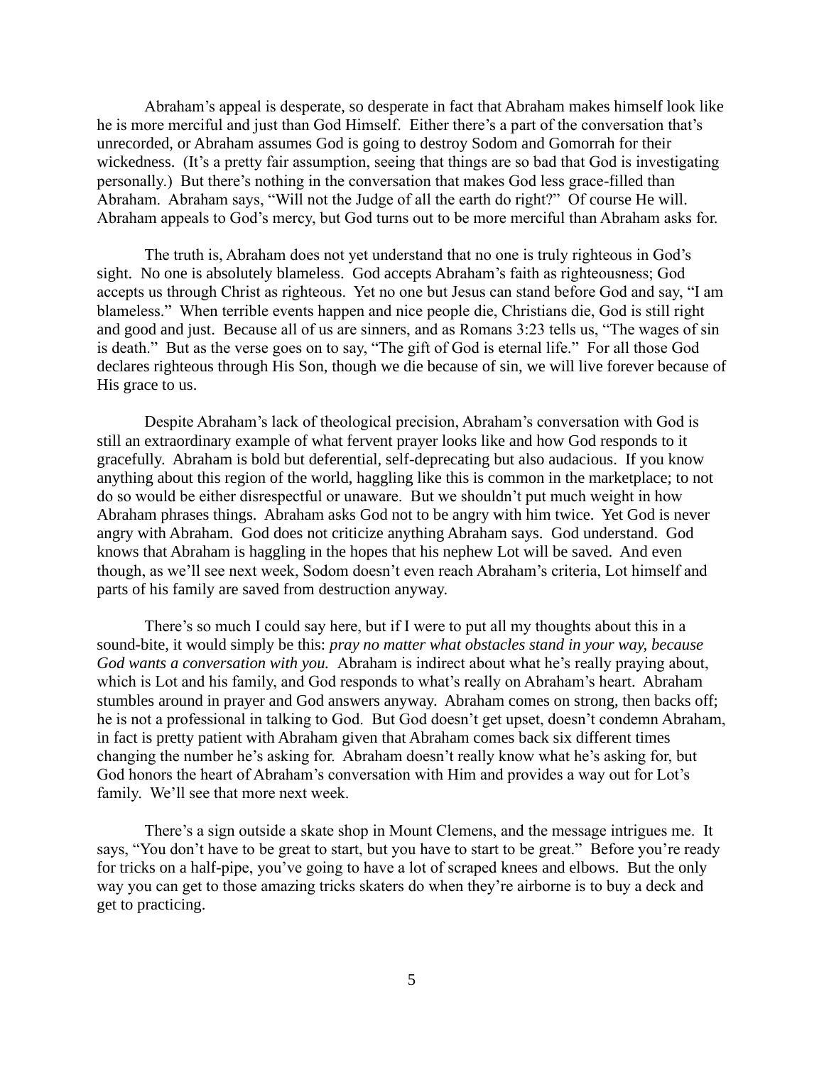Abraham's appeal is desperate, so desperate in fact that Abraham makes himself look like he is more merciful and just than God Himself. Either there's a part of the conversation that's unrecorded, or Abraham assumes God is going to destroy Sodom and Gomorrah for their wickedness. (It's a pretty fair assumption, seeing that things are so bad that God is investigating personally.) But there's nothing in the conversation that makes God less grace-filled than Abraham. Abraham says, "Will not the Judge of all the earth do right?" Of course He will. Abraham appeals to God's mercy, but God turns out to be more merciful than Abraham asks for.

The truth is, Abraham does not yet understand that no one is truly righteous in God's sight. No one is absolutely blameless. God accepts Abraham's faith as righteousness; God accepts us through Christ as righteous. Yet no one but Jesus can stand before God and say, "I am blameless." When terrible events happen and nice people die, Christians die, God is still right and good and just. Because all of us are sinners, and as Romans 3:23 tells us, "The wages of sin is death." But as the verse goes on to say, "The gift of God is eternal life." For all those God declares righteous through His Son, though we die because of sin, we will live forever because of His grace to us.

Despite Abraham's lack of theological precision, Abraham's conversation with God is still an extraordinary example of what fervent prayer looks like and how God responds to it gracefully. Abraham is bold but deferential, self-deprecating but also audacious. If you know anything about this region of the world, haggling like this is common in the marketplace; to not do so would be either disrespectful or unaware. But we shouldn't put much weight in how Abraham phrases things. Abraham asks God not to be angry with him twice. Yet God is never angry with Abraham. God does not criticize anything Abraham says. God understand. God knows that Abraham is haggling in the hopes that his nephew Lot will be saved. And even though, as we'll see next week, Sodom doesn't even reach Abraham's criteria, Lot himself and parts of his family are saved from destruction anyway.

There's so much I could say here, but if I were to put all my thoughts about this in a sound-bite, it would simply be this: *pray no matter what obstacles stand in your way, because God wants a conversation with you.* Abraham is indirect about what he's really praying about, which is Lot and his family, and God responds to what's really on Abraham's heart. Abraham stumbles around in prayer and God answers anyway. Abraham comes on strong, then backs off; he is not a professional in talking to God. But God doesn't get upset, doesn't condemn Abraham, in fact is pretty patient with Abraham given that Abraham comes back six different times changing the number he's asking for. Abraham doesn't really know what he's asking for, but God honors the heart of Abraham's conversation with Him and provides a way out for Lot's family. We'll see that more next week.

There's a sign outside a skate shop in Mount Clemens, and the message intrigues me. It says, "You don't have to be great to start, but you have to start to be great." Before you're ready for tricks on a half-pipe, you've going to have a lot of scraped knees and elbows. But the only way you can get to those amazing tricks skaters do when they're airborne is to buy a deck and get to practicing.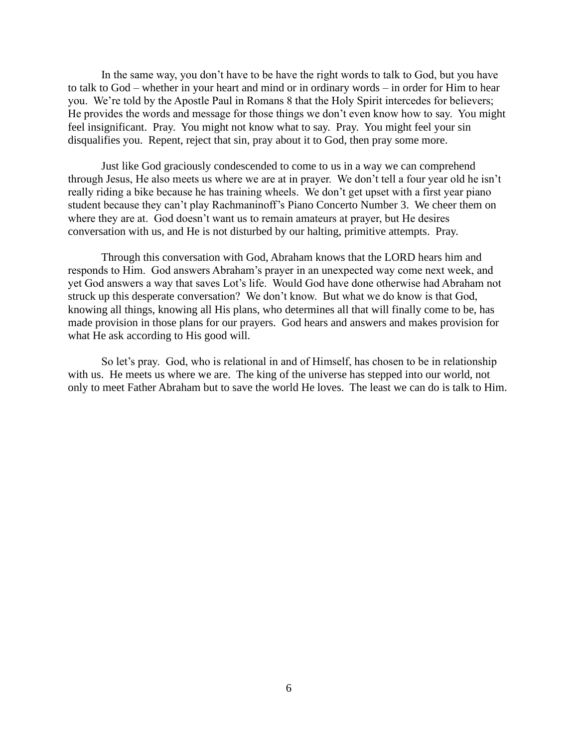In the same way, you don't have to be have the right words to talk to God, but you have to talk to God – whether in your heart and mind or in ordinary words – in order for Him to hear you. We're told by the Apostle Paul in Romans 8 that the Holy Spirit intercedes for believers; He provides the words and message for those things we don't even know how to say. You might feel insignificant. Pray. You might not know what to say. Pray. You might feel your sin disqualifies you. Repent, reject that sin, pray about it to God, then pray some more.

Just like God graciously condescended to come to us in a way we can comprehend through Jesus, He also meets us where we are at in prayer. We don't tell a four year old he isn't really riding a bike because he has training wheels. We don't get upset with a first year piano student because they can't play Rachmaninoff's Piano Concerto Number 3. We cheer them on where they are at. God doesn't want us to remain amateurs at prayer, but He desires conversation with us, and He is not disturbed by our halting, primitive attempts. Pray.

Through this conversation with God, Abraham knows that the LORD hears him and responds to Him. God answers Abraham's prayer in an unexpected way come next week, and yet God answers a way that saves Lot's life. Would God have done otherwise had Abraham not struck up this desperate conversation? We don't know. But what we do know is that God, knowing all things, knowing all His plans, who determines all that will finally come to be, has made provision in those plans for our prayers. God hears and answers and makes provision for what He ask according to His good will.

So let's pray. God, who is relational in and of Himself, has chosen to be in relationship with us. He meets us where we are. The king of the universe has stepped into our world, not only to meet Father Abraham but to save the world He loves. The least we can do is talk to Him.